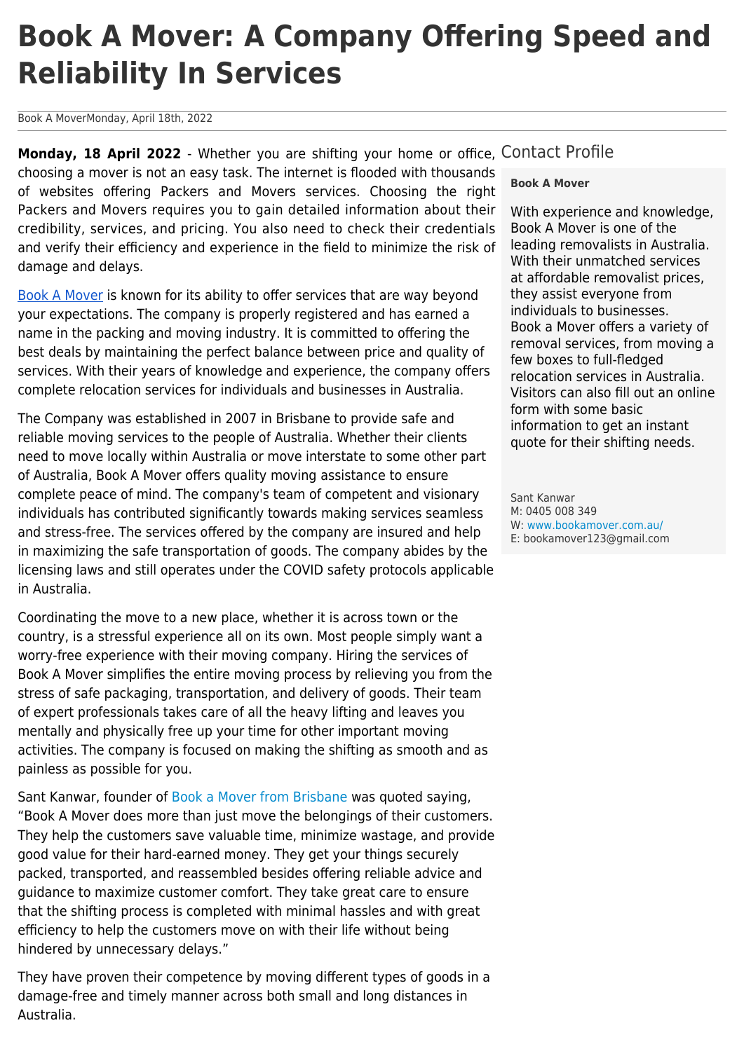# Book A Mover: A Company Offering Speed and Reliability In Services

Book A MoverMonday, April 18th, 2022

**Monday, 18 April 2022** - Whether you are shifting your home or office, choosing a mover is not an easy task. The internet is flooded with thousands of websites offering Packers and Movers services. Choosing the right Packers and Movers requires you to gain detailed information about their credibility, services, and pricing. You also need to check their credentials and verify their efficiency and experience in the field to minimize the risk of damage and delays.

Book A Mover is known for its ability to offer services that are way beyond your expectations. The company is properly registered and has earned a name in the packing and moving industry. It is committed to offering the best deals by maintaining the perfect balance between price and quality of services. With their years of knowledge and experience, the company offers complete relocation services for individuals and businesses in Australia.

The Company was established in 2007 in Brisbane to provide safe and reliable moving services to the people of Australia. Whether their clients need to move locally within Australia or move interstate to some other part of Australia, Book A Mover offers quality moving assistance to ensure complete peace of mind. The company's team of competent and visionary individuals has contributed significantly towards making services seamless and stress-free. The services offered by the company are insured and help in maximizing the safe transportation of goods. The company abides by the licensing laws and still operates under the COVID safety protocols applicable in Australia.

Coordinating the move to a new place, whether it is across town or the country, is a stressful experience all on its own. Most people simply want a worry-free experience with their moving company. Hiring the services of Book A Mover simplifies the entire moving process by relieving you from the stress of safe packaging, transportation, and delivery of goods. Their team of expert professionals takes care of all the heavy lifting and leaves you mentally and physically free up your time for other important moving activities. The company is focused on making the shifting as smooth and as painless as possible for you.

Sant Kanwar, founder of Book a Mover from Brisbane was quoted saying, "Book A Mover does more than just move the belongings of their customers. They help the customers save valuable time, minimize wastage, and provide good value for their hard-earned money. They get your things securely packed, transported, and reassembled besides offering reliable advice and guidance to maximize customer comfort. They take great care to ensure that the shifting process is completed with minimal hassles and with great efficiency to help the customers move on with their life without being hindered by unnecessary delays."

They have proven their competence by moving different types of goods in a damage-free and timely manner across both small and long distances in Australia.

## Contact Profile

**Book A Mover**

With experience and knowledge, Book A Mover is one of the leading removalists in Australia. With their unmatched services at affordable removalist prices, they assist everyone from individuals to businesses.
Book a Mover offers a variety of removal services, from moving a few boxes to full-fledged relocation services in Australia. Visitors can also fill out an online form with some basic information to get an instant quote for their shifting needs.

Sant Kanwar
M: 0405 008 349
W: www.bookamover.com.au/
E: bookamover123@gmail.com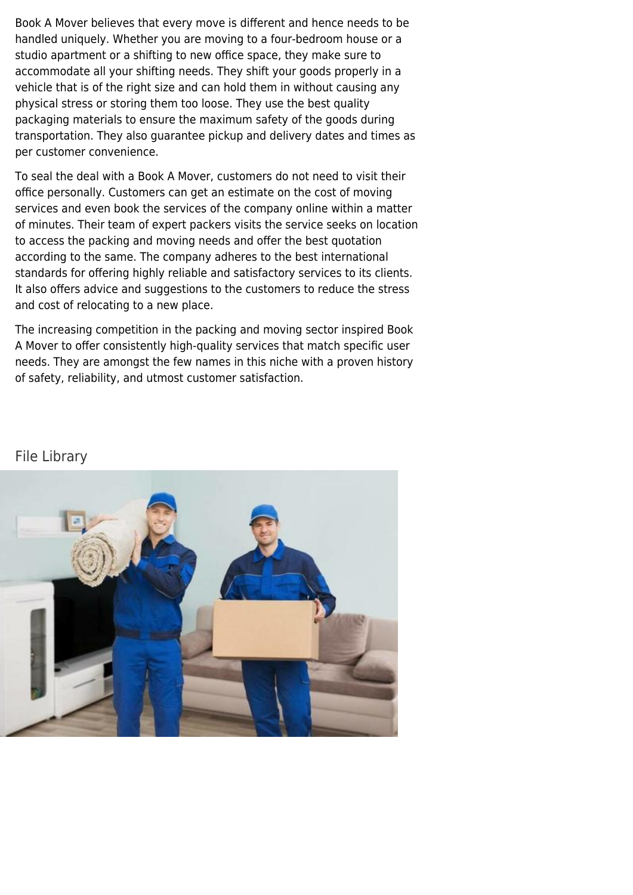Book A Mover believes that every move is different and hence needs to be handled uniquely. Whether you are moving to a four-bedroom house or a studio apartment or a shifting to new office space, they make sure to accommodate all your shifting needs. They shift your goods properly in a vehicle that is of the right size and can hold them in without causing any physical stress or storing them too loose. They use the best quality packaging materials to ensure the maximum safety of the goods during transportation. They also guarantee pickup and delivery dates and times as per customer convenience.

To seal the deal with a Book A Mover, customers do not need to visit their office personally. Customers can get an estimate on the cost of moving services and even book the services of the company online within a matter of minutes. Their team of expert packers visits the service seeks on location to access the packing and moving needs and offer the best quotation according to the same. The company adheres to the best international standards for offering highly reliable and satisfactory services to its clients. It also offers advice and suggestions to the customers to reduce the stress and cost of relocating to a new place.

The increasing competition in the packing and moving sector inspired Book A Mover to offer consistently high-quality services that match specific user needs. They are amongst the few names in this niche with a proven history of safety, reliability, and utmost customer satisfaction.

## File Library